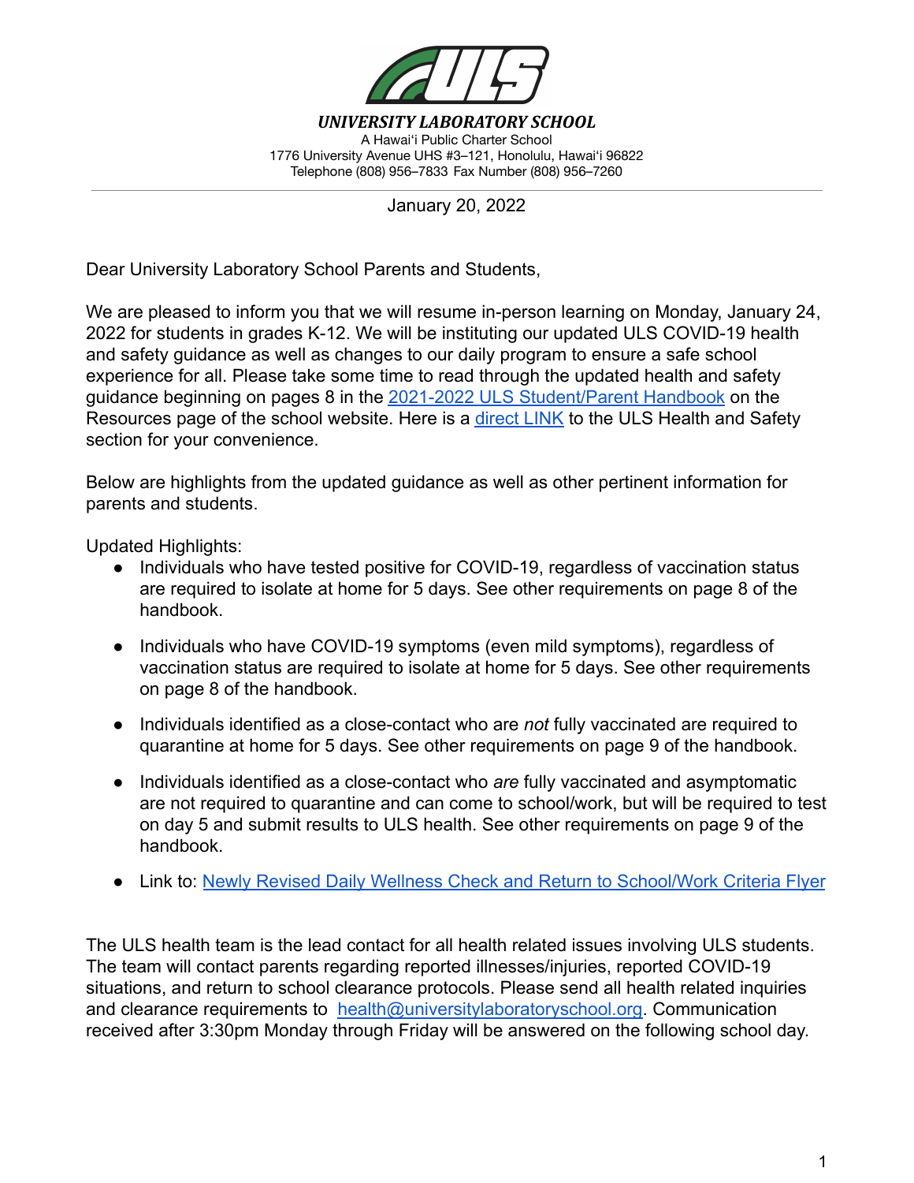**UNIVERSITY LABORATORY SCHOOL**

A Hawaiʻi Public Charter School
1776 University Avenue UHS #3–121, Honolulu, Hawaiʻi 96822
Telephone (808) 956–7833 Fax Number (808) 956–7260

January 20, 2022

Dear University Laboratory School Parents and Students,

We are pleased to inform you that we will resume in-person learning on Monday, January 24, 2022 for students in grades K-12. We will be instituting our updated ULS COVID-19 health and safety guidance as well as changes to our daily program to ensure a safe school experience for all. Please take some time to read through the updated health and safety guidance beginning on pages 8 in the 2021-2022 ULS Student/Parent Handbook on the Resources page of the school website. Here is a direct LINK to the ULS Health and Safety section for your convenience.

Below are highlights from the updated guidance as well as other pertinent information for parents and students.

Updated Highlights:

- Individuals who have tested positive for COVID-19, regardless of vaccination status are required to isolate at home for 5 days. See other requirements on page 8 of the handbook.
- Individuals who have COVID-19 symptoms (even mild symptoms), regardless of vaccination status are required to isolate at home for 5 days. See other requirements on page 8 of the handbook.
- Individuals identified as a close-contact who are *not* fully vaccinated are required to quarantine at home for 5 days. See other requirements on page 9 of the handbook.
- Individuals identified as a close-contact who *are* fully vaccinated and asymptomatic are not required to quarantine and can come to school/work, but will be required to test on day 5 and submit results to ULS health. See other requirements on page 9 of the handbook.
- Link to: Newly Revised Daily Wellness Check and Return to School/Work Criteria Flyer

The ULS health team is the lead contact for all health related issues involving ULS students. The team will contact parents regarding reported illnesses/injuries, reported COVID-19 situations, and return to school clearance protocols. Please send all health related inquiries and clearance requirements to health@universitylaboratoryschool.org. Communication received after 3:30pm Monday through Friday will be answered on the following school day.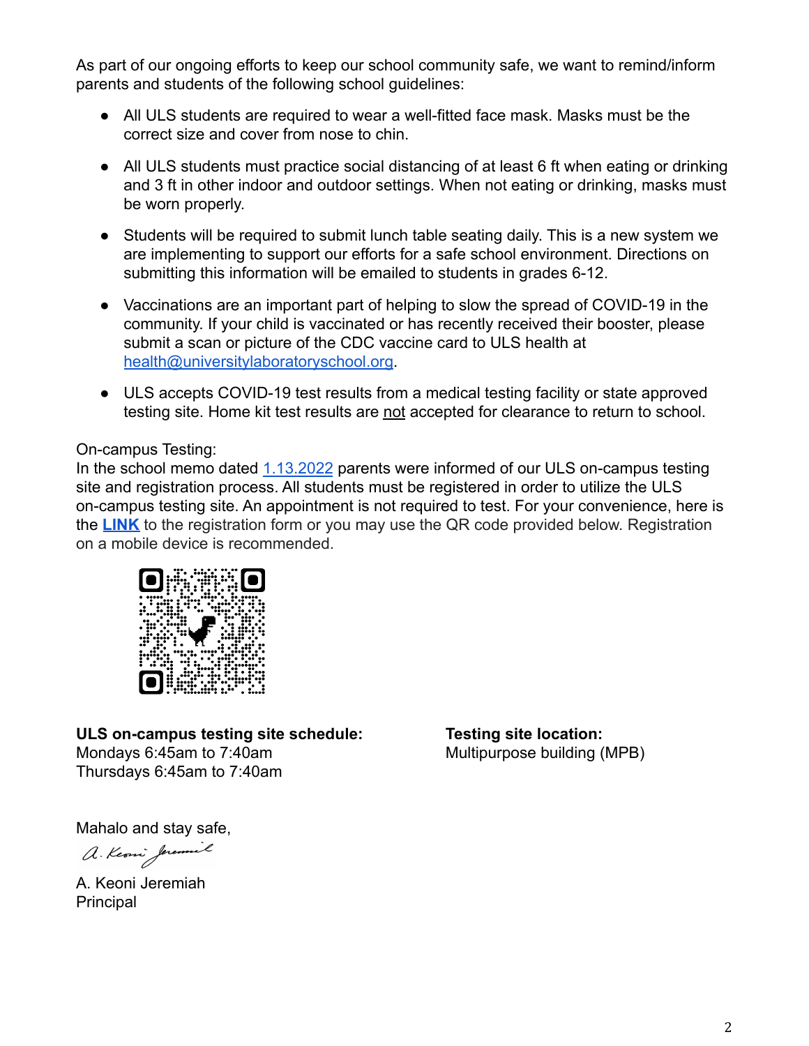As part of our ongoing efforts to keep our school community safe, we want to remind/inform parents and students of the following school guidelines:

- All ULS students are required to wear a well-fitted face mask. Masks must be the correct size and cover from nose to chin.
- All ULS students must practice social distancing of at least 6 ft when eating or drinking and 3 ft in other indoor and outdoor settings. When not eating or drinking, masks must be worn properly.
- Students will be required to submit lunch table seating daily. This is a new system we are implementing to support our efforts for a safe school environment. Directions on submitting this information will be emailed to students in grades 6-12.
- Vaccinations are an important part of helping to slow the spread of COVID-19 in the community. If your child is vaccinated or has recently received their booster, please submit a scan or picture of the CDC vaccine card to ULS health at health@universitylaboratoryschool.org.
- ULS accepts COVID-19 test results from a medical testing facility or state approved testing site. Home kit test results are not accepted for clearance to return to school.

On-campus Testing:
In the school memo dated 1.13.2022 parents were informed of our ULS on-campus testing site and registration process. All students must be registered in order to utilize the ULS on-campus testing site. An appointment is not required to test. For your convenience, here is the **LINK** to the registration form or you may use the QR code provided below. Registration on a mobile device is recommended.

**ULS on-campus testing site schedule:**
Mondays 6:45am to 7:40am
Thursdays 6:45am to 7:40am

**Testing site location:**
Multipurpose building (MPB)

Mahalo and stay safe,

A. Keoni Jeremiah
Principal